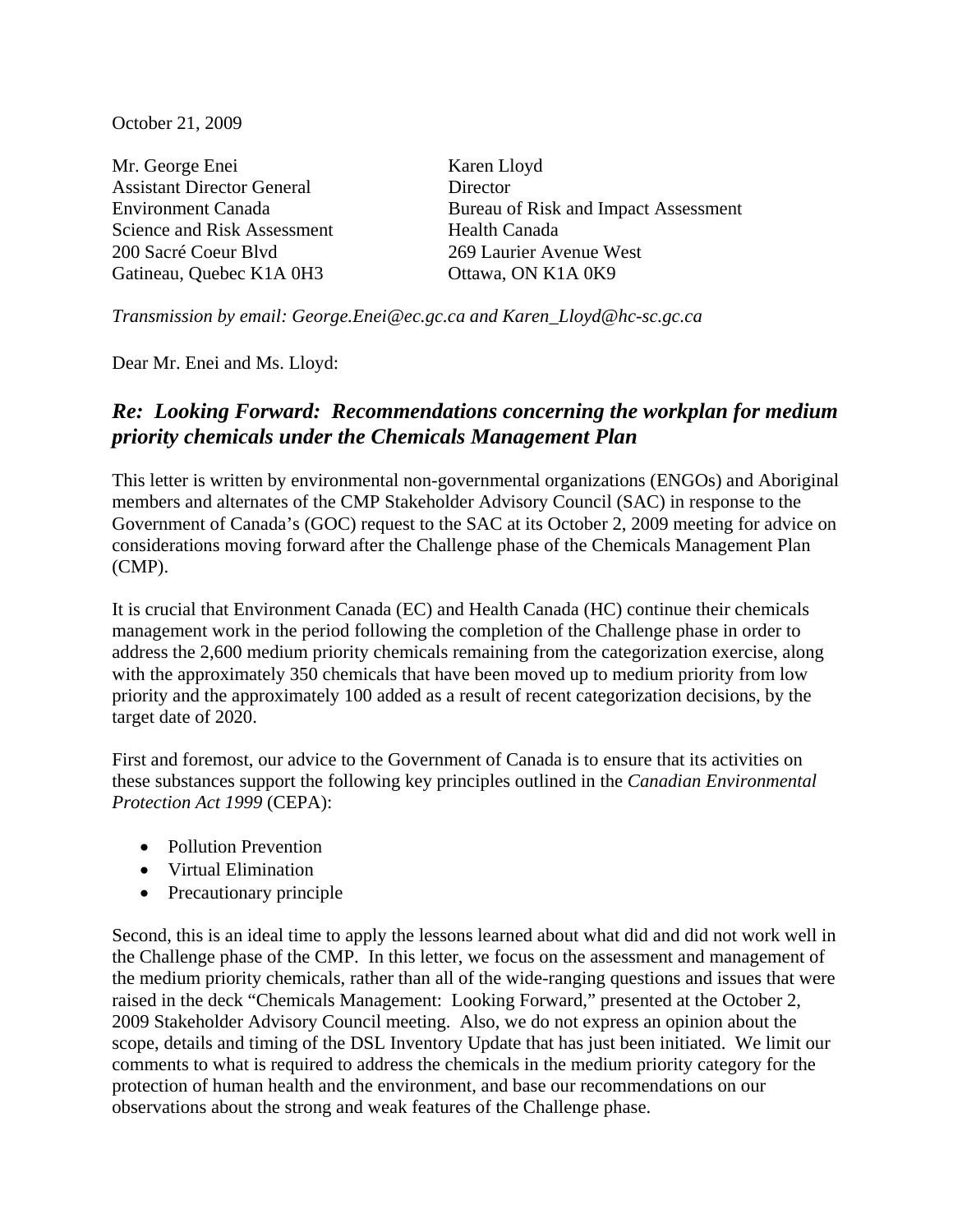October 21, 2009

Mr. George Enei
Assistant Director General
Environment Canada
Science and Risk Assessment
200 Sacré Coeur Blvd
Gatineau, Quebec K1A 0H3

Karen Lloyd
Director
Bureau of Risk and Impact Assessment
Health Canada
269 Laurier Avenue West
Ottawa, ON K1A 0K9

*Transmission by email: George.Enei@ec.gc.ca and Karen_Lloyd@hc-sc.gc.ca*

Dear Mr. Enei and Ms. Lloyd:

## *Re: Looking Forward: Recommendations concerning the workplan for medium priority chemicals under the Chemicals Management Plan*

This letter is written by environmental non-governmental organizations (ENGOs) and Aboriginal members and alternates of the CMP Stakeholder Advisory Council (SAC) in response to the Government of Canada's (GOC) request to the SAC at its October 2, 2009 meeting for advice on considerations moving forward after the Challenge phase of the Chemicals Management Plan (CMP).

It is crucial that Environment Canada (EC) and Health Canada (HC) continue their chemicals management work in the period following the completion of the Challenge phase in order to address the 2,600 medium priority chemicals remaining from the categorization exercise, along with the approximately 350 chemicals that have been moved up to medium priority from low priority and the approximately 100 added as a result of recent categorization decisions, by the target date of 2020.

First and foremost, our advice to the Government of Canada is to ensure that its activities on these substances support the following key principles outlined in the *Canadian Environmental Protection Act 1999* (CEPA):

- Pollution Prevention
- Virtual Elimination
- Precautionary principle

Second, this is an ideal time to apply the lessons learned about what did and did not work well in the Challenge phase of the CMP. In this letter, we focus on the assessment and management of the medium priority chemicals, rather than all of the wide-ranging questions and issues that were raised in the deck "Chemicals Management: Looking Forward," presented at the October 2, 2009 Stakeholder Advisory Council meeting. Also, we do not express an opinion about the scope, details and timing of the DSL Inventory Update that has just been initiated. We limit our comments to what is required to address the chemicals in the medium priority category for the protection of human health and the environment, and base our recommendations on our observations about the strong and weak features of the Challenge phase.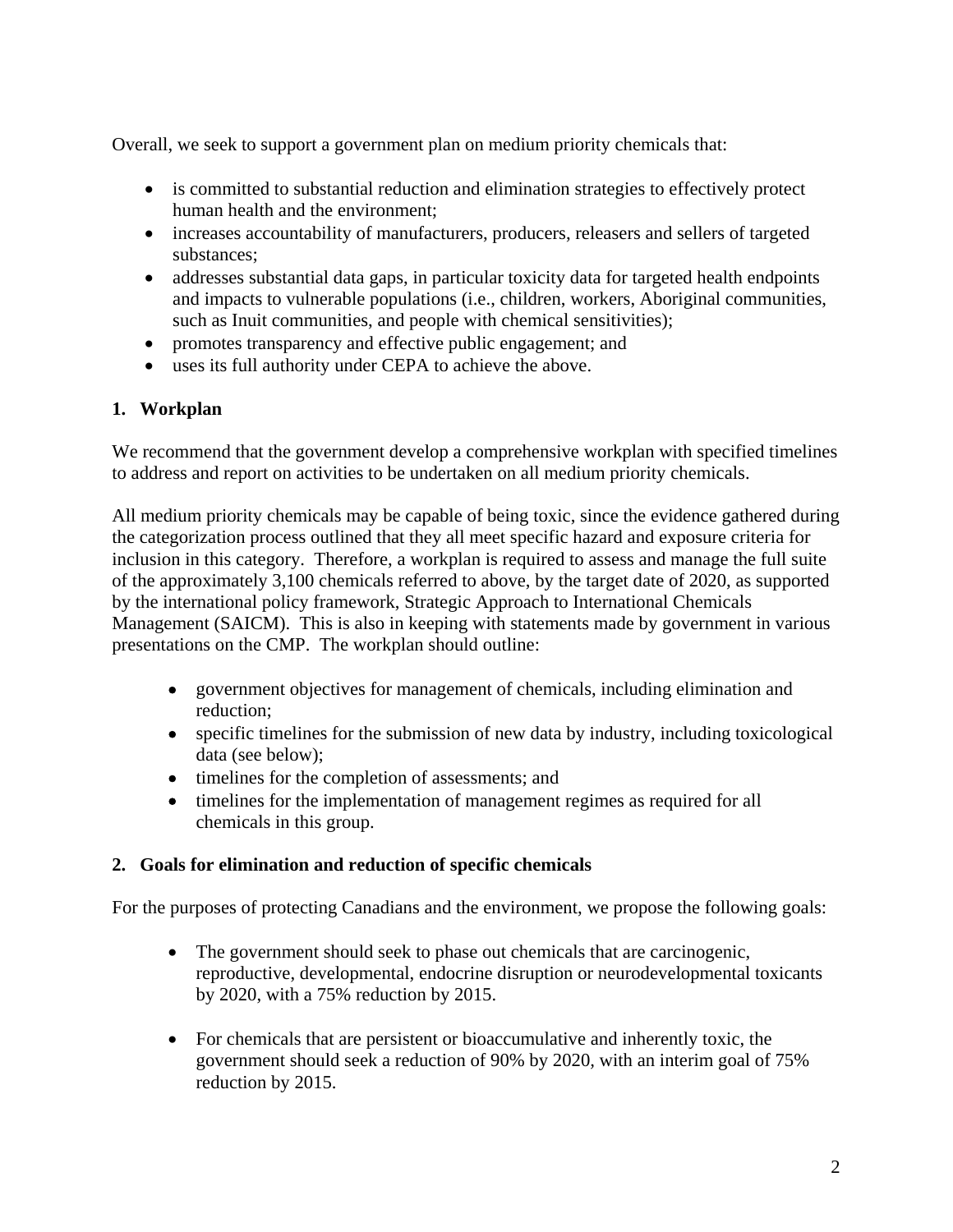Overall, we seek to support a government plan on medium priority chemicals that:

- is committed to substantial reduction and elimination strategies to effectively protect human health and the environment;
- increases accountability of manufacturers, producers, releasers and sellers of targeted substances;
- addresses substantial data gaps, in particular toxicity data for targeted health endpoints and impacts to vulnerable populations (i.e., children, workers, Aboriginal communities, such as Inuit communities, and people with chemical sensitivities);
- promotes transparency and effective public engagement; and
- uses its full authority under CEPA to achieve the above.

## 1. Workplan

We recommend that the government develop a comprehensive workplan with specified timelines to address and report on activities to be undertaken on all medium priority chemicals.

All medium priority chemicals may be capable of being toxic, since the evidence gathered during the categorization process outlined that they all meet specific hazard and exposure criteria for inclusion in this category. Therefore, a workplan is required to assess and manage the full suite of the approximately 3,100 chemicals referred to above, by the target date of 2020, as supported by the international policy framework, Strategic Approach to International Chemicals Management (SAICM). This is also in keeping with statements made by government in various presentations on the CMP. The workplan should outline:

- government objectives for management of chemicals, including elimination and reduction;
- specific timelines for the submission of new data by industry, including toxicological data (see below);
- timelines for the completion of assessments; and
- timelines for the implementation of management regimes as required for all chemicals in this group.

## 2. Goals for elimination and reduction of specific chemicals

For the purposes of protecting Canadians and the environment, we propose the following goals:

- The government should seek to phase out chemicals that are carcinogenic, reproductive, developmental, endocrine disruption or neurodevelopmental toxicants by 2020, with a 75% reduction by 2015.

- For chemicals that are persistent or bioaccumulative and inherently toxic, the government should seek a reduction of 90% by 2020, with an interim goal of 75% reduction by 2015.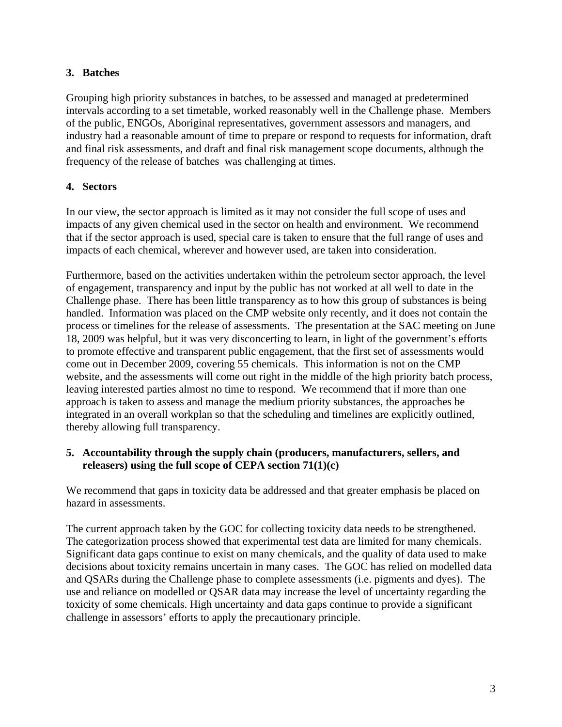### 3. Batches

Grouping high priority substances in batches, to be assessed and managed at predetermined intervals according to a set timetable, worked reasonably well in the Challenge phase. Members of the public, ENGOs, Aboriginal representatives, government assessors and managers, and industry had a reasonable amount of time to prepare or respond to requests for information, draft and final risk assessments, and draft and final risk management scope documents, although the frequency of the release of batches was challenging at times.

### 4. Sectors

In our view, the sector approach is limited as it may not consider the full scope of uses and impacts of any given chemical used in the sector on health and environment. We recommend that if the sector approach is used, special care is taken to ensure that the full range of uses and impacts of each chemical, wherever and however used, are taken into consideration.

Furthermore, based on the activities undertaken within the petroleum sector approach, the level of engagement, transparency and input by the public has not worked at all well to date in the Challenge phase. There has been little transparency as to how this group of substances is being handled. Information was placed on the CMP website only recently, and it does not contain the process or timelines for the release of assessments. The presentation at the SAC meeting on June 18, 2009 was helpful, but it was very disconcerting to learn, in light of the government's efforts to promote effective and transparent public engagement, that the first set of assessments would come out in December 2009, covering 55 chemicals. This information is not on the CMP website, and the assessments will come out right in the middle of the high priority batch process, leaving interested parties almost no time to respond. We recommend that if more than one approach is taken to assess and manage the medium priority substances, the approaches be integrated in an overall workplan so that the scheduling and timelines are explicitly outlined, thereby allowing full transparency.

### 5. Accountability through the supply chain (producers, manufacturers, sellers, and releasers) using the full scope of CEPA section 71(1)(c)

We recommend that gaps in toxicity data be addressed and that greater emphasis be placed on hazard in assessments.

The current approach taken by the GOC for collecting toxicity data needs to be strengthened. The categorization process showed that experimental test data are limited for many chemicals. Significant data gaps continue to exist on many chemicals, and the quality of data used to make decisions about toxicity remains uncertain in many cases. The GOC has relied on modelled data and QSARs during the Challenge phase to complete assessments (i.e. pigments and dyes). The use and reliance on modelled or QSAR data may increase the level of uncertainty regarding the toxicity of some chemicals. High uncertainty and data gaps continue to provide a significant challenge in assessors' efforts to apply the precautionary principle.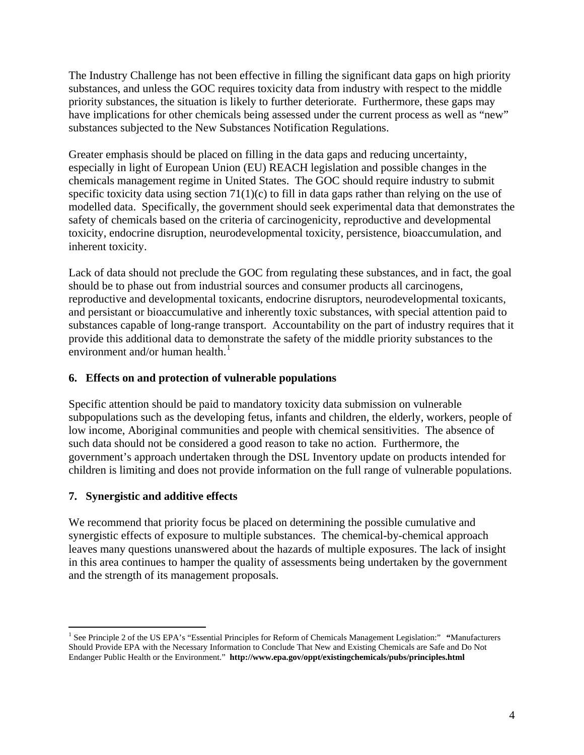The Industry Challenge has not been effective in filling the significant data gaps on high priority substances, and unless the GOC requires toxicity data from industry with respect to the middle priority substances, the situation is likely to further deteriorate. Furthermore, these gaps may have implications for other chemicals being assessed under the current process as well as "new" substances subjected to the New Substances Notification Regulations.

Greater emphasis should be placed on filling in the data gaps and reducing uncertainty, especially in light of European Union (EU) REACH legislation and possible changes in the chemicals management regime in United States. The GOC should require industry to submit specific toxicity data using section 71(1)(c) to fill in data gaps rather than relying on the use of modelled data. Specifically, the government should seek experimental data that demonstrates the safety of chemicals based on the criteria of carcinogenicity, reproductive and developmental toxicity, endocrine disruption, neurodevelopmental toxicity, persistence, bioaccumulation, and inherent toxicity.

Lack of data should not preclude the GOC from regulating these substances, and in fact, the goal should be to phase out from industrial sources and consumer products all carcinogens, reproductive and developmental toxicants, endocrine disruptors, neurodevelopmental toxicants, and persistant or bioaccumulative and inherently toxic substances, with special attention paid to substances capable of long-range transport. Accountability on the part of industry requires that it provide this additional data to demonstrate the safety of the middle priority substances to the environment and/or human health.[1]

### 6. Effects on and protection of vulnerable populations

Specific attention should be paid to mandatory toxicity data submission on vulnerable subpopulations such as the developing fetus, infants and children, the elderly, workers, people of low income, Aboriginal communities and people with chemical sensitivities. The absence of such data should not be considered a good reason to take no action. Furthermore, the government's approach undertaken through the DSL Inventory update on products intended for children is limiting and does not provide information on the full range of vulnerable populations.

### 7. Synergistic and additive effects

We recommend that priority focus be placed on determining the possible cumulative and synergistic effects of exposure to multiple substances. The chemical-by-chemical approach leaves many questions unanswered about the hazards of multiple exposures. The lack of insight in this area continues to hamper the quality of assessments being undertaken by the government and the strength of its management proposals.

---

[1] See Principle 2 of the US EPA's "Essential Principles for Reform of Chemicals Management Legislation:" **"**Manufacturers Should Provide EPA with the Necessary Information to Conclude That New and Existing Chemicals are Safe and Do Not Endanger Public Health or the Environment." **http://www.epa.gov/oppt/existingchemicals/pubs/principles.html**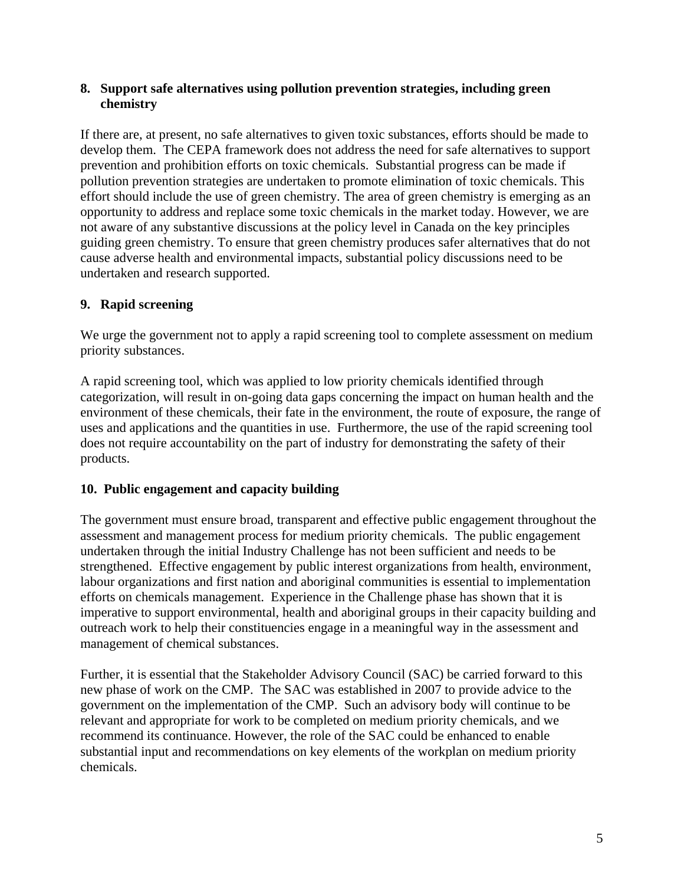### 8. Support safe alternatives using pollution prevention strategies, including green chemistry

If there are, at present, no safe alternatives to given toxic substances, efforts should be made to develop them. The CEPA framework does not address the need for safe alternatives to support prevention and prohibition efforts on toxic chemicals. Substantial progress can be made if pollution prevention strategies are undertaken to promote elimination of toxic chemicals. This effort should include the use of green chemistry. The area of green chemistry is emerging as an opportunity to address and replace some toxic chemicals in the market today. However, we are not aware of any substantive discussions at the policy level in Canada on the key principles guiding green chemistry. To ensure that green chemistry produces safer alternatives that do not cause adverse health and environmental impacts, substantial policy discussions need to be undertaken and research supported.

### 9. Rapid screening

We urge the government not to apply a rapid screening tool to complete assessment on medium priority substances.

A rapid screening tool, which was applied to low priority chemicals identified through categorization, will result in on-going data gaps concerning the impact on human health and the environment of these chemicals, their fate in the environment, the route of exposure, the range of uses and applications and the quantities in use. Furthermore, the use of the rapid screening tool does not require accountability on the part of industry for demonstrating the safety of their products.

### 10. Public engagement and capacity building

The government must ensure broad, transparent and effective public engagement throughout the assessment and management process for medium priority chemicals. The public engagement undertaken through the initial Industry Challenge has not been sufficient and needs to be strengthened. Effective engagement by public interest organizations from health, environment, labour organizations and first nation and aboriginal communities is essential to implementation efforts on chemicals management. Experience in the Challenge phase has shown that it is imperative to support environmental, health and aboriginal groups in their capacity building and outreach work to help their constituencies engage in a meaningful way in the assessment and management of chemical substances.

Further, it is essential that the Stakeholder Advisory Council (SAC) be carried forward to this new phase of work on the CMP. The SAC was established in 2007 to provide advice to the government on the implementation of the CMP. Such an advisory body will continue to be relevant and appropriate for work to be completed on medium priority chemicals, and we recommend its continuance. However, the role of the SAC could be enhanced to enable substantial input and recommendations on key elements of the workplan on medium priority chemicals.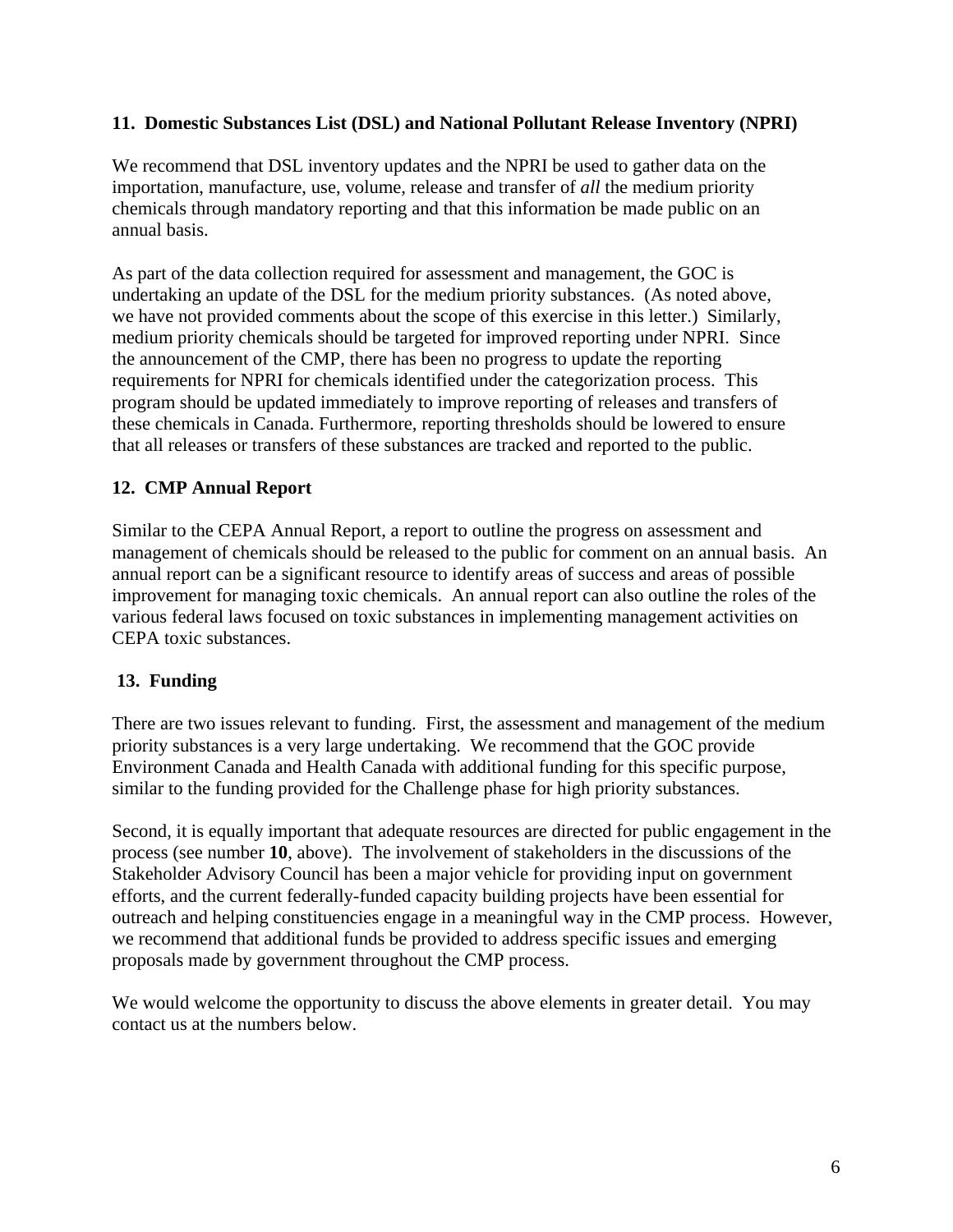## 11. Domestic Substances List (DSL) and National Pollutant Release Inventory (NPRI)

We recommend that DSL inventory updates and the NPRI be used to gather data on the importation, manufacture, use, volume, release and transfer of *all* the medium priority chemicals through mandatory reporting and that this information be made public on an annual basis.

As part of the data collection required for assessment and management, the GOC is undertaking an update of the DSL for the medium priority substances. (As noted above, we have not provided comments about the scope of this exercise in this letter.) Similarly, medium priority chemicals should be targeted for improved reporting under NPRI. Since the announcement of the CMP, there has been no progress to update the reporting requirements for NPRI for chemicals identified under the categorization process. This program should be updated immediately to improve reporting of releases and transfers of these chemicals in Canada. Furthermore, reporting thresholds should be lowered to ensure that all releases or transfers of these substances are tracked and reported to the public.

## 12. CMP Annual Report

Similar to the CEPA Annual Report, a report to outline the progress on assessment and management of chemicals should be released to the public for comment on an annual basis. An annual report can be a significant resource to identify areas of success and areas of possible improvement for managing toxic chemicals. An annual report can also outline the roles of the various federal laws focused on toxic substances in implementing management activities on CEPA toxic substances.

## 13. Funding

There are two issues relevant to funding. First, the assessment and management of the medium priority substances is a very large undertaking. We recommend that the GOC provide Environment Canada and Health Canada with additional funding for this specific purpose, similar to the funding provided for the Challenge phase for high priority substances.

Second, it is equally important that adequate resources are directed for public engagement in the process (see number **10**, above). The involvement of stakeholders in the discussions of the Stakeholder Advisory Council has been a major vehicle for providing input on government efforts, and the current federally-funded capacity building projects have been essential for outreach and helping constituencies engage in a meaningful way in the CMP process. However, we recommend that additional funds be provided to address specific issues and emerging proposals made by government throughout the CMP process.

We would welcome the opportunity to discuss the above elements in greater detail. You may contact us at the numbers below.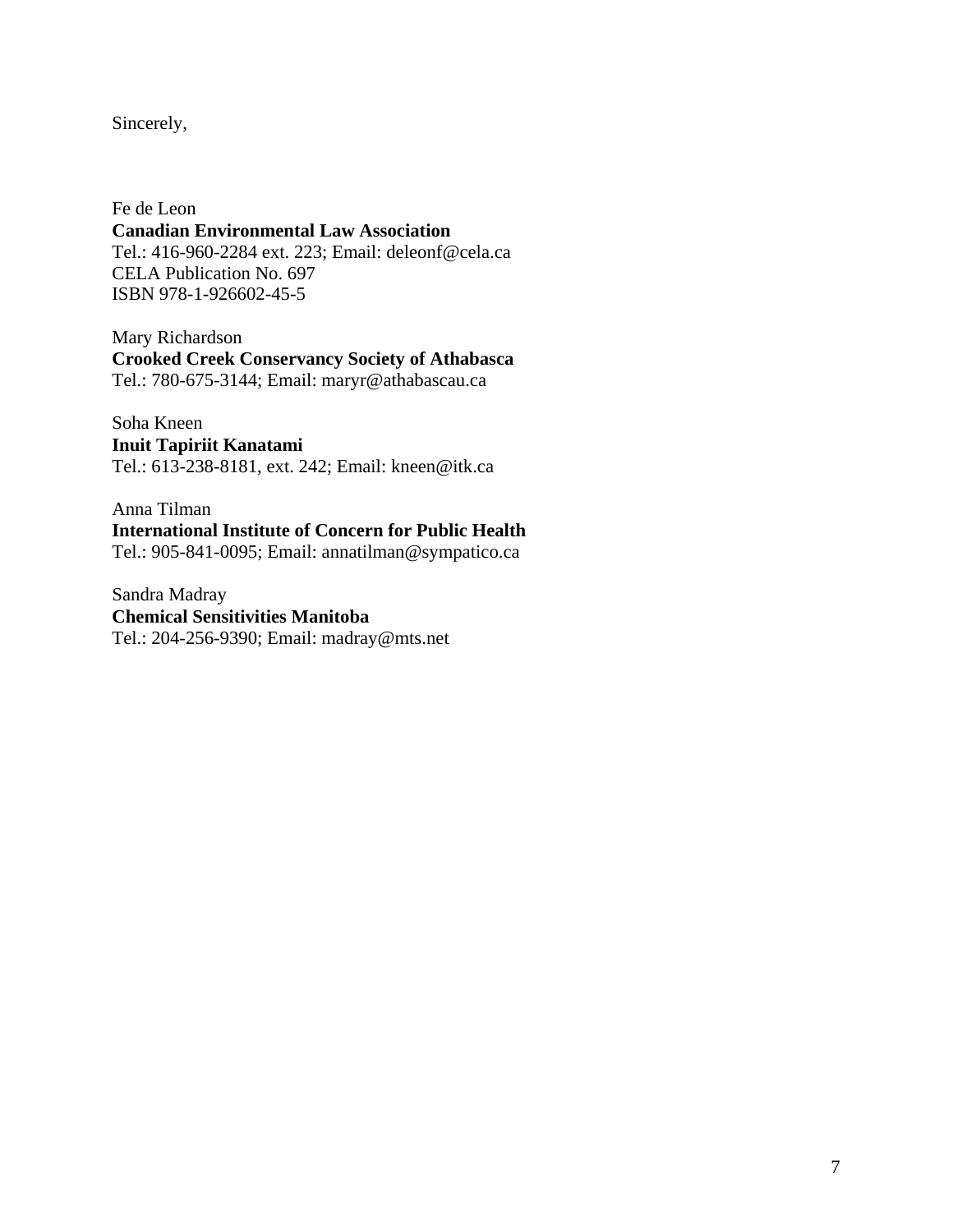Sincerely,

Fe de Leon
**Canadian Environmental Law Association**
Tel.: 416-960-2284 ext. 223; Email: deleonf@cela.ca
CELA Publication No. 697
ISBN 978-1-926602-45-5

Mary Richardson
**Crooked Creek Conservancy Society of Athabasca**
Tel.: 780-675-3144; Email: maryr@athabascau.ca

Soha Kneen
**Inuit Tapiriit Kanatami**
Tel.: 613-238-8181, ext. 242; Email: kneen@itk.ca

Anna Tilman
**International Institute of Concern for Public Health**
Tel.: 905-841-0095; Email: annatilman@sympatico.ca

Sandra Madray
**Chemical Sensitivities Manitoba**
Tel.: 204-256-9390; Email: madray@mts.net